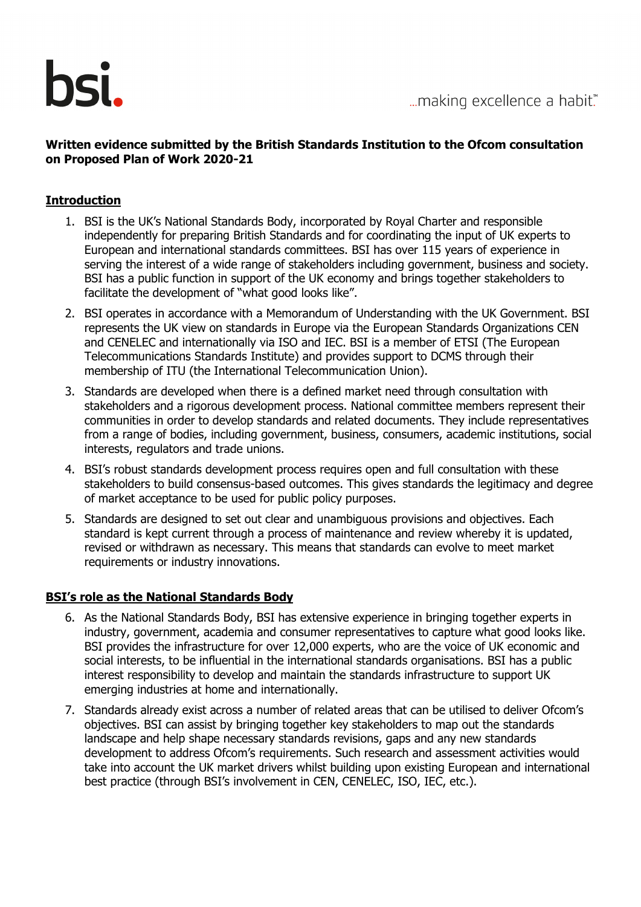bsi.

...making excellence a habit.™

**Written evidence submitted by the British Standards Institution to the Ofcom consultation on Proposed Plan of Work 2020-21**

## Introduction

1. BSI is the UK's National Standards Body, incorporated by Royal Charter and responsible independently for preparing British Standards and for coordinating the input of UK experts to European and international standards committees. BSI has over 115 years of experience in serving the interest of a wide range of stakeholders including government, business and society. BSI has a public function in support of the UK economy and brings together stakeholders to facilitate the development of "what good looks like".
2. BSI operates in accordance with a Memorandum of Understanding with the UK Government. BSI represents the UK view on standards in Europe via the European Standards Organizations CEN and CENELEC and internationally via ISO and IEC. BSI is a member of ETSI (The European Telecommunications Standards Institute) and provides support to DCMS through their membership of ITU (the International Telecommunication Union).
3. Standards are developed when there is a defined market need through consultation with stakeholders and a rigorous development process. National committee members represent their communities in order to develop standards and related documents. They include representatives from a range of bodies, including government, business, consumers, academic institutions, social interests, regulators and trade unions.
4. BSI's robust standards development process requires open and full consultation with these stakeholders to build consensus-based outcomes. This gives standards the legitimacy and degree of market acceptance to be used for public policy purposes.
5. Standards are designed to set out clear and unambiguous provisions and objectives. Each standard is kept current through a process of maintenance and review whereby it is updated, revised or withdrawn as necessary. This means that standards can evolve to meet market requirements or industry innovations.

## BSI's role as the National Standards Body

6. As the National Standards Body, BSI has extensive experience in bringing together experts in industry, government, academia and consumer representatives to capture what good looks like. BSI provides the infrastructure for over 12,000 experts, who are the voice of UK economic and social interests, to be influential in the international standards organisations. BSI has a public interest responsibility to develop and maintain the standards infrastructure to support UK emerging industries at home and internationally.
7. Standards already exist across a number of related areas that can be utilised to deliver Ofcom's objectives. BSI can assist by bringing together key stakeholders to map out the standards landscape and help shape necessary standards revisions, gaps and any new standards development to address Ofcom's requirements. Such research and assessment activities would take into account the UK market drivers whilst building upon existing European and international best practice (through BSI's involvement in CEN, CENELEC, ISO, IEC, etc.).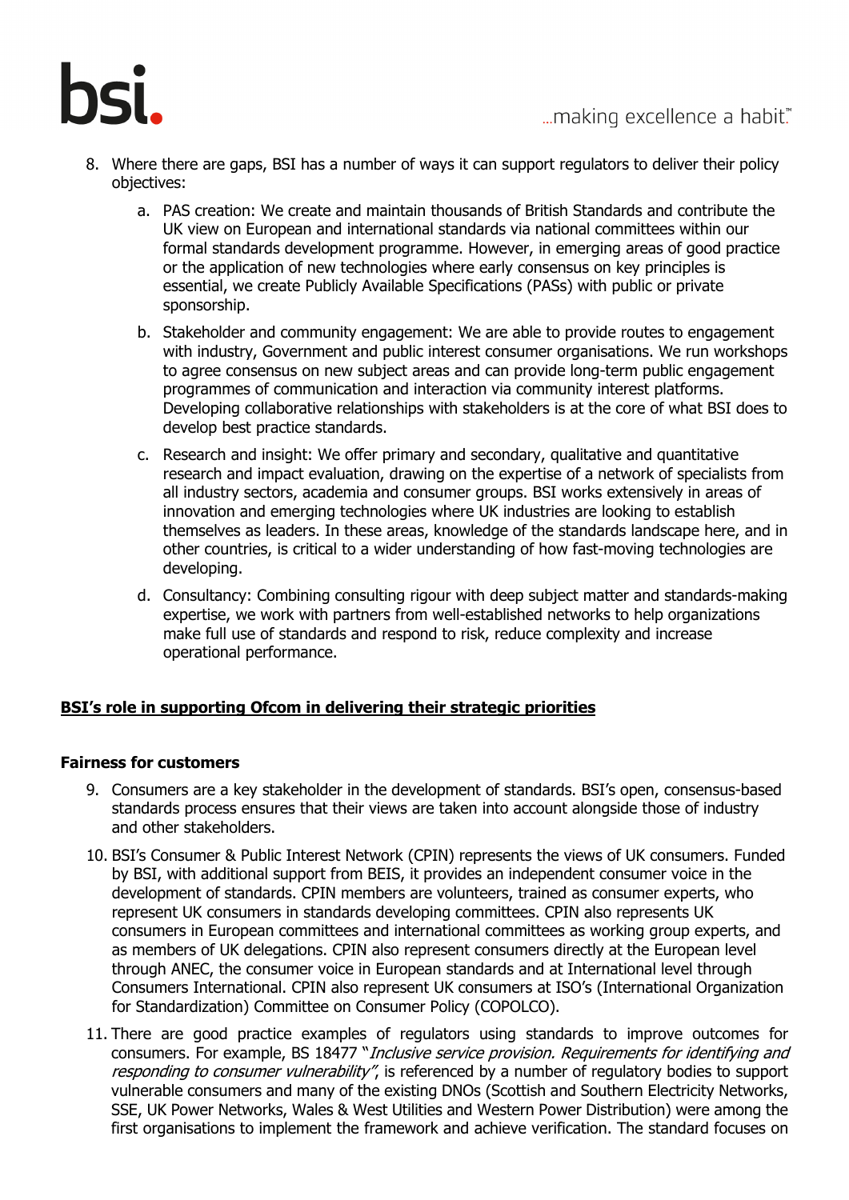8. Where there are gaps, BSI has a number of ways it can support regulators to deliver their policy objectives:
    a. PAS creation: We create and maintain thousands of British Standards and contribute the UK view on European and international standards via national committees within our formal standards development programme. However, in emerging areas of good practice or the application of new technologies where early consensus on key principles is essential, we create Publicly Available Specifications (PASs) with public or private sponsorship.
    b. Stakeholder and community engagement: We are able to provide routes to engagement with industry, Government and public interest consumer organisations. We run workshops to agree consensus on new subject areas and can provide long-term public engagement programmes of communication and interaction via community interest platforms. Developing collaborative relationships with stakeholders is at the core of what BSI does to develop best practice standards.
    c. Research and insight: We offer primary and secondary, qualitative and quantitative research and impact evaluation, drawing on the expertise of a network of specialists from all industry sectors, academia and consumer groups. BSI works extensively in areas of innovation and emerging technologies where UK industries are looking to establish themselves as leaders. In these areas, knowledge of the standards landscape here, and in other countries, is critical to a wider understanding of how fast-moving technologies are developing.
    d. Consultancy: Combining consulting rigour with deep subject matter and standards-making expertise, we work with partners from well-established networks to help organizations make full use of standards and respond to risk, reduce complexity and increase operational performance.

**BSI's role in supporting Ofcom in delivering their strategic priorities**

**Fairness for customers**

9. Consumers are a key stakeholder in the development of standards. BSI's open, consensus-based standards process ensures that their views are taken into account alongside those of industry and other stakeholders.
10. BSI's Consumer & Public Interest Network (CPIN) represents the views of UK consumers. Funded by BSI, with additional support from BEIS, it provides an independent consumer voice in the development of standards. CPIN members are volunteers, trained as consumer experts, who represent UK consumers in standards developing committees. CPIN also represents UK consumers in European committees and international committees as working group experts, and as members of UK delegations. CPIN also represent consumers directly at the European level through ANEC, the consumer voice in European standards and at International level through Consumers International. CPIN also represent UK consumers at ISO's (International Organization for Standardization) Committee on Consumer Policy (COPOLCO).
11. There are good practice examples of regulators using standards to improve outcomes for consumers. For example, BS 18477 "*Inclusive service provision. Requirements for identifying and responding to consumer vulnerability*", is referenced by a number of regulatory bodies to support vulnerable consumers and many of the existing DNOs (Scottish and Southern Electricity Networks, SSE, UK Power Networks, Wales & West Utilities and Western Power Distribution) were among the first organisations to implement the framework and achieve verification. The standard focuses on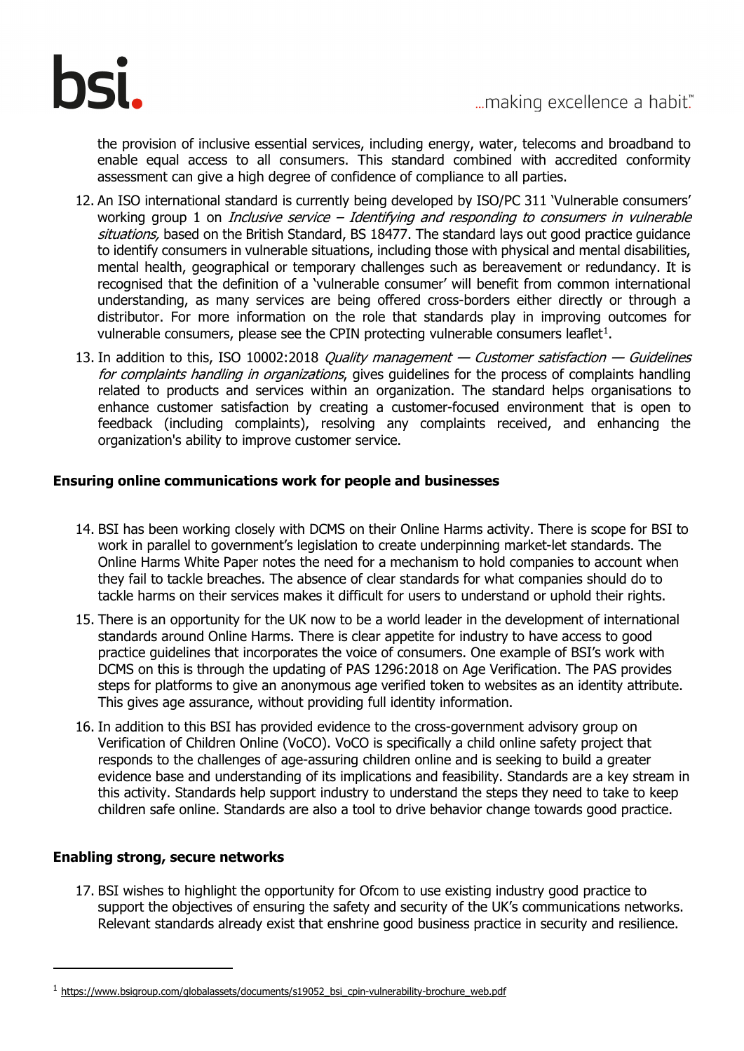the provision of inclusive essential services, including energy, water, telecoms and broadband to enable equal access to all consumers. This standard combined with accredited conformity assessment can give a high degree of confidence of compliance to all parties.

12. An ISO international standard is currently being developed by ISO/PC 311 'Vulnerable consumers' working group 1 on *Inclusive service – Identifying and responding to consumers in vulnerable situations,* based on the British Standard, BS 18477. The standard lays out good practice guidance to identify consumers in vulnerable situations, including those with physical and mental disabilities, mental health, geographical or temporary challenges such as bereavement or redundancy. It is recognised that the definition of a 'vulnerable consumer' will benefit from common international understanding, as many services are being offered cross-borders either directly or through a distributor. For more information on the role that standards play in improving outcomes for vulnerable consumers, please see the CPIN protecting vulnerable consumers leaflet[1].

13. In addition to this, ISO 10002:2018 *Quality management — Customer satisfaction — Guidelines for complaints handling in organizations*, gives guidelines for the process of complaints handling related to products and services within an organization. The standard helps organisations to enhance customer satisfaction by creating a customer-focused environment that is open to feedback (including complaints), resolving any complaints received, and enhancing the organization's ability to improve customer service.

## Ensuring online communications work for people and businesses

14. BSI has been working closely with DCMS on their Online Harms activity. There is scope for BSI to work in parallel to government's legislation to create underpinning market-let standards. The Online Harms White Paper notes the need for a mechanism to hold companies to account when they fail to tackle breaches. The absence of clear standards for what companies should do to tackle harms on their services makes it difficult for users to understand or uphold their rights.

15. There is an opportunity for the UK now to be a world leader in the development of international standards around Online Harms. There is clear appetite for industry to have access to good practice guidelines that incorporates the voice of consumers. One example of BSI's work with DCMS on this is through the updating of PAS 1296:2018 on Age Verification. The PAS provides steps for platforms to give an anonymous age verified token to websites as an identity attribute. This gives age assurance, without providing full identity information.

16. In addition to this BSI has provided evidence to the cross-government advisory group on Verification of Children Online (VoCO). VoCO is specifically a child online safety project that responds to the challenges of age-assuring children online and is seeking to build a greater evidence base and understanding of its implications and feasibility. Standards are a key stream in this activity. Standards help support industry to understand the steps they need to take to keep children safe online. Standards are also a tool to drive behavior change towards good practice.

## Enabling strong, secure networks

17. BSI wishes to highlight the opportunity for Ofcom to use existing industry good practice to support the objectives of ensuring the safety and security of the UK's communications networks. Relevant standards already exist that enshrine good business practice in security and resilience.

---

[1] https://www.bsigroup.com/globalassets/documents/s19052_bsi_cpin-vulnerability-brochure_web.pdf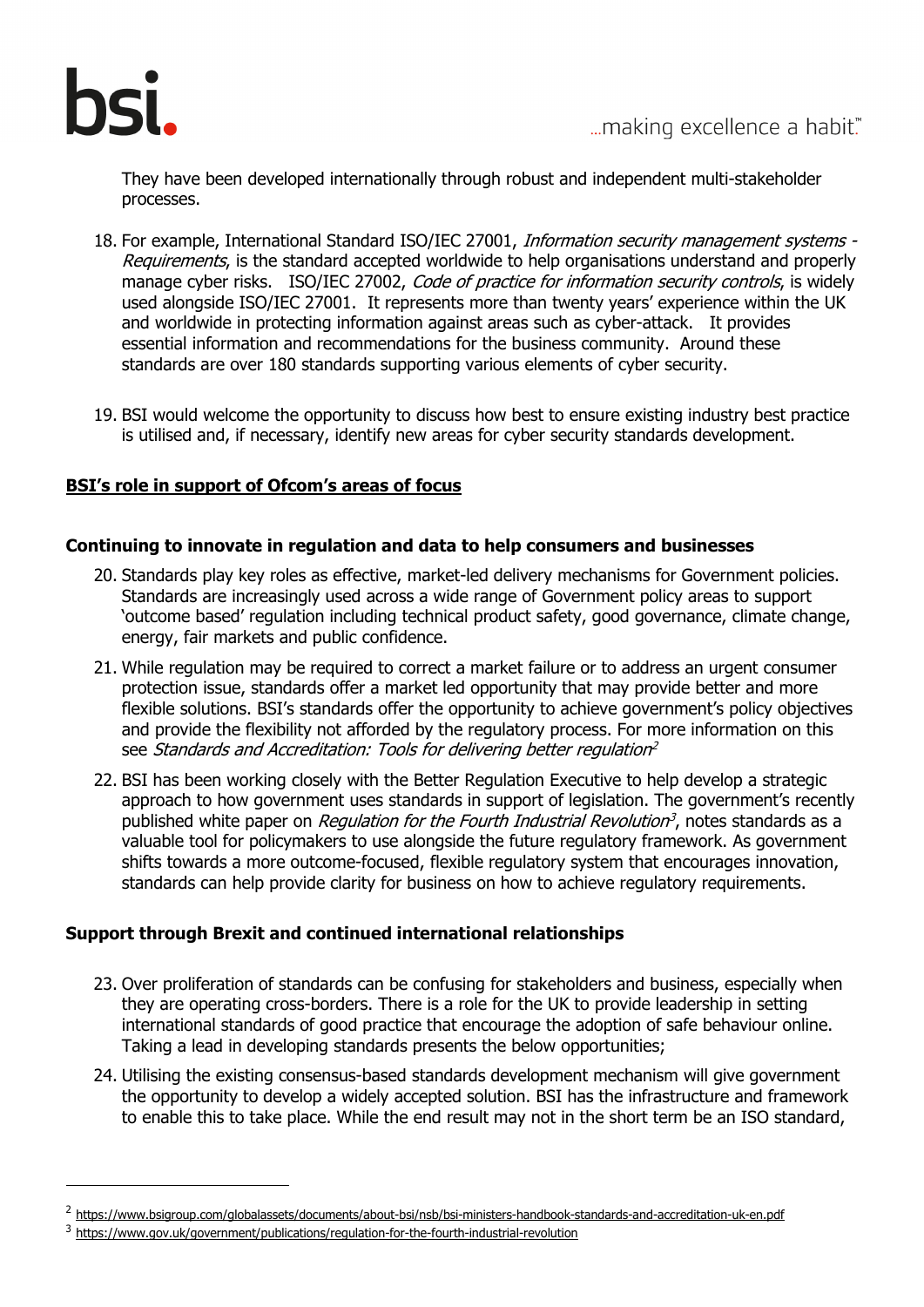They have been developed internationally through robust and independent multi-stakeholder processes.

18. For example, International Standard ISO/IEC 27001, *Information security management systems - Requirements*, is the standard accepted worldwide to help organisations understand and properly manage cyber risks. ISO/IEC 27002, *Code of practice for information security controls*, is widely used alongside ISO/IEC 27001. It represents more than twenty years' experience within the UK and worldwide in protecting information against areas such as cyber-attack. It provides essential information and recommendations for the business community. Around these standards are over 180 standards supporting various elements of cyber security.

19. BSI would welcome the opportunity to discuss how best to ensure existing industry best practice is utilised and, if necessary, identify new areas for cyber security standards development.

## BSI's role in support of Ofcom's areas of focus

### Continuing to innovate in regulation and data to help consumers and businesses

20. Standards play key roles as effective, market-led delivery mechanisms for Government policies. Standards are increasingly used across a wide range of Government policy areas to support 'outcome based' regulation including technical product safety, good governance, climate change, energy, fair markets and public confidence.

21. While regulation may be required to correct a market failure or to address an urgent consumer protection issue, standards offer a market led opportunity that may provide better and more flexible solutions. BSI's standards offer the opportunity to achieve government's policy objectives and provide the flexibility not afforded by the regulatory process. For more information on this see *Standards and Accreditation: Tools for delivering better regulation*[2]

22. BSI has been working closely with the Better Regulation Executive to help develop a strategic approach to how government uses standards in support of legislation. The government's recently published white paper on *Regulation for the Fourth Industrial Revolution*[3], notes standards as a valuable tool for policymakers to use alongside the future regulatory framework. As government shifts towards a more outcome-focused, flexible regulatory system that encourages innovation, standards can help provide clarity for business on how to achieve regulatory requirements.

### Support through Brexit and continued international relationships

23. Over proliferation of standards can be confusing for stakeholders and business, especially when they are operating cross-borders. There is a role for the UK to provide leadership in setting international standards of good practice that encourage the adoption of safe behaviour online. Taking a lead in developing standards presents the below opportunities;

24. Utilising the existing consensus-based standards development mechanism will give government the opportunity to develop a widely accepted solution. BSI has the infrastructure and framework to enable this to take place. While the end result may not in the short term be an ISO standard,

---

[2] https://www.bsigroup.com/globalassets/documents/about-bsi/nsb/bsi-ministers-handbook-standards-and-accreditation-uk-en.pdf

[3] https://www.gov.uk/government/publications/regulation-for-the-fourth-industrial-revolution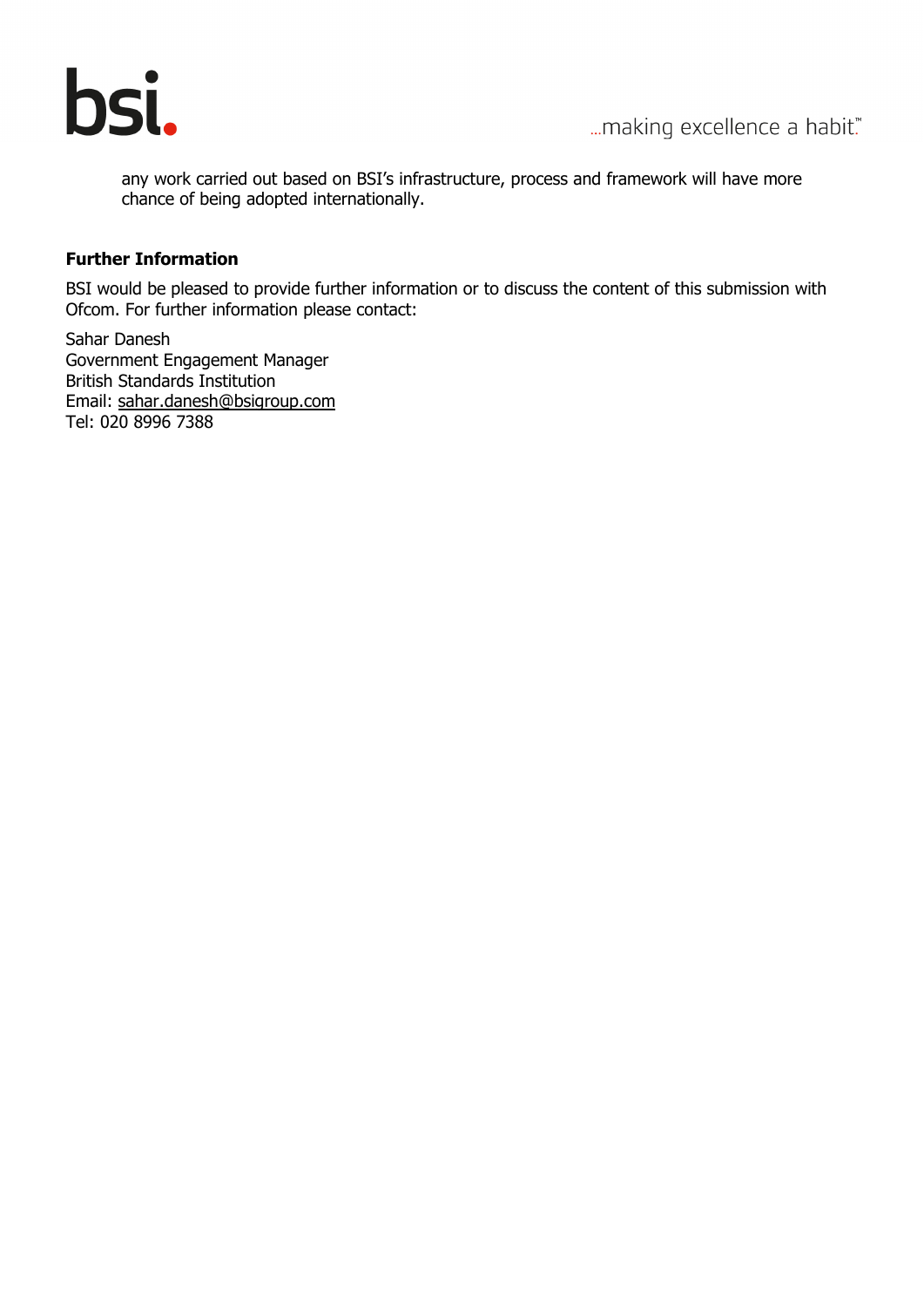any work carried out based on BSI's infrastructure, process and framework will have more chance of being adopted internationally.

**Further Information**

BSI would be pleased to provide further information or to discuss the content of this submission with Ofcom. For further information please contact:

Sahar Danesh
Government Engagement Manager
British Standards Institution
Email: sahar.danesh@bsigroup.com
Tel: 020 8996 7388